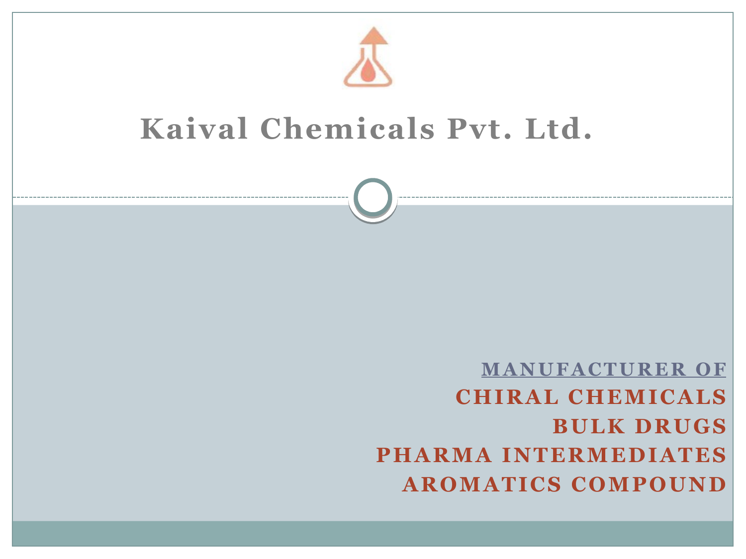# Kaival Chemicals Pvt. Ltd.

**MANUFACTURER OF**

**CHIRAL CHEMICALS**

**BULK DRUGS**

**PHARMA INTERMEDIATES**

**AROMATICS COMPOUND**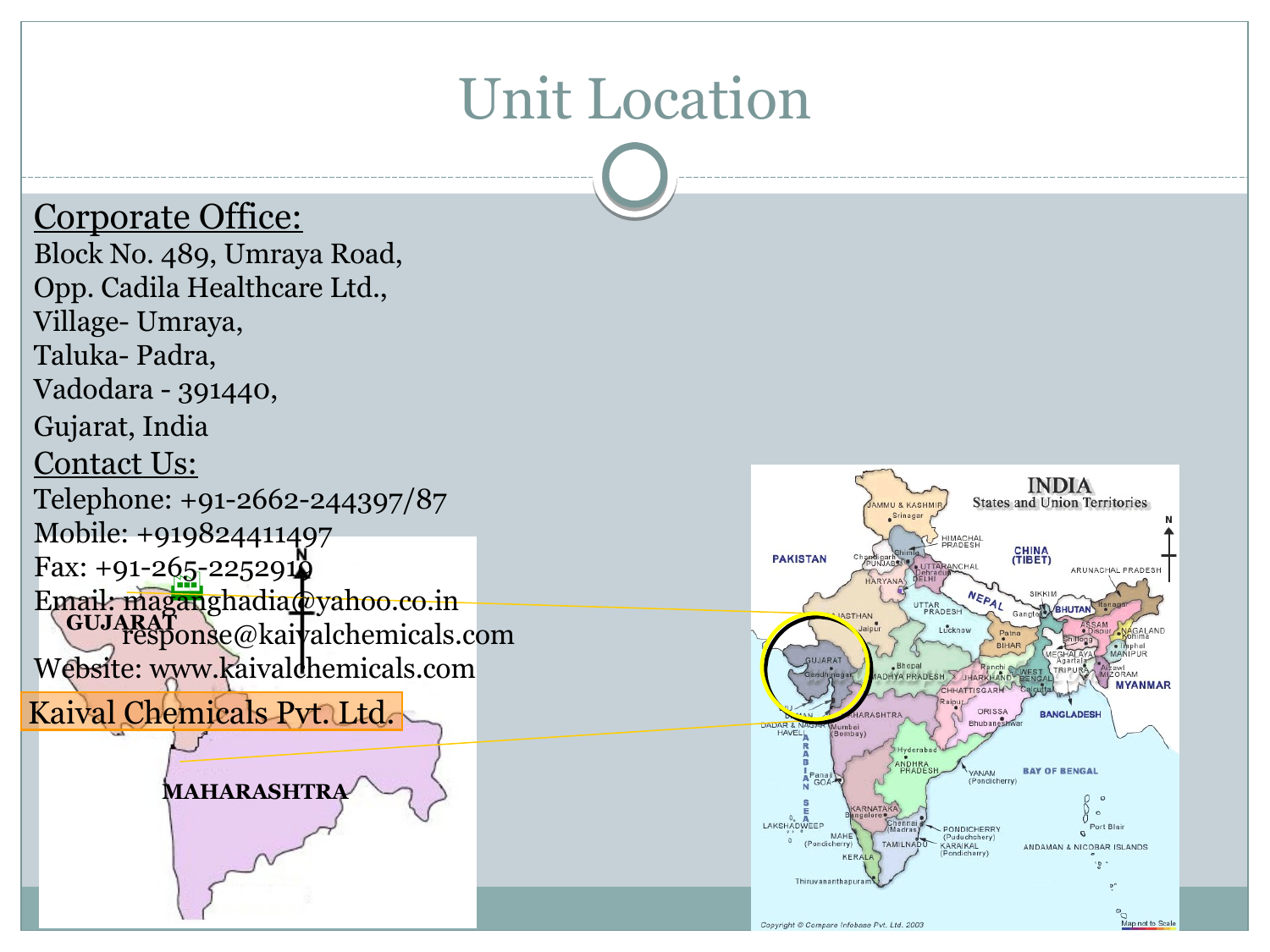# Unit Location

## Corporate Office:

Block No. 489, Umraya Road,
Opp. Cadila Healthcare Ltd.,
Village- Umraya,
Taluka- Padra,
Vadodara - 391440,
Gujarat, India

## Contact Us:

Telephone: +91-2662-244397/87
Mobile: +919824411497
Fax: +91-265-2252910
Email: maganghadia@yahoo.co.in
response@kaivalchemicals.com
Website: www.kaivalchemicals.com

Kaival Chemicals Pvt. Ltd.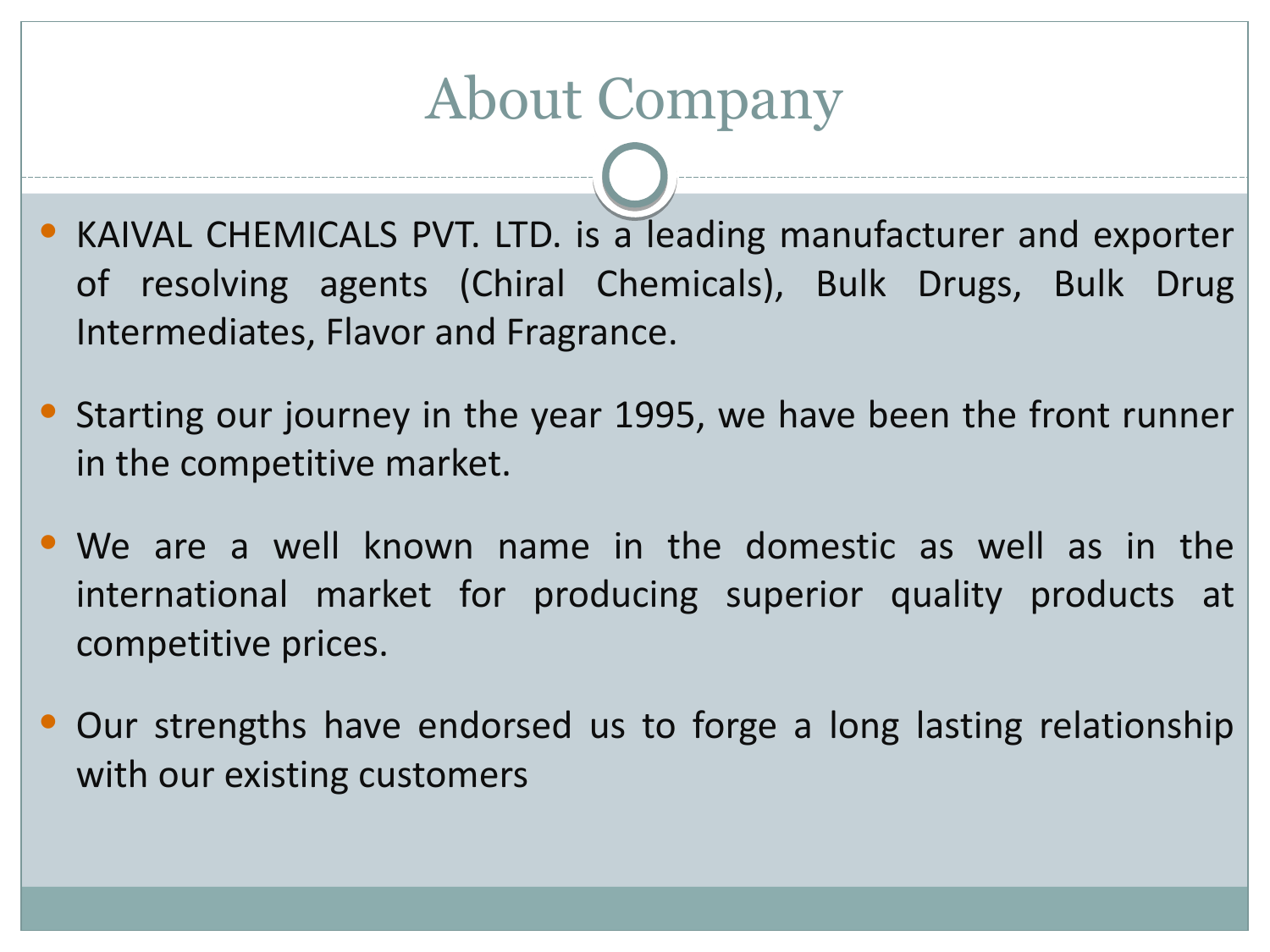# About Company

- KAIVAL CHEMICALS PVT. LTD. is a leading manufacturer and exporter of resolving agents (Chiral Chemicals), Bulk Drugs, Bulk Drug Intermediates, Flavor and Fragrance.
- Starting our journey in the year 1995, we have been the front runner in the competitive market.
- We are a well known name in the domestic as well as in the international market for producing superior quality products at competitive prices.
- Our strengths have endorsed us to forge a long lasting relationship with our existing customers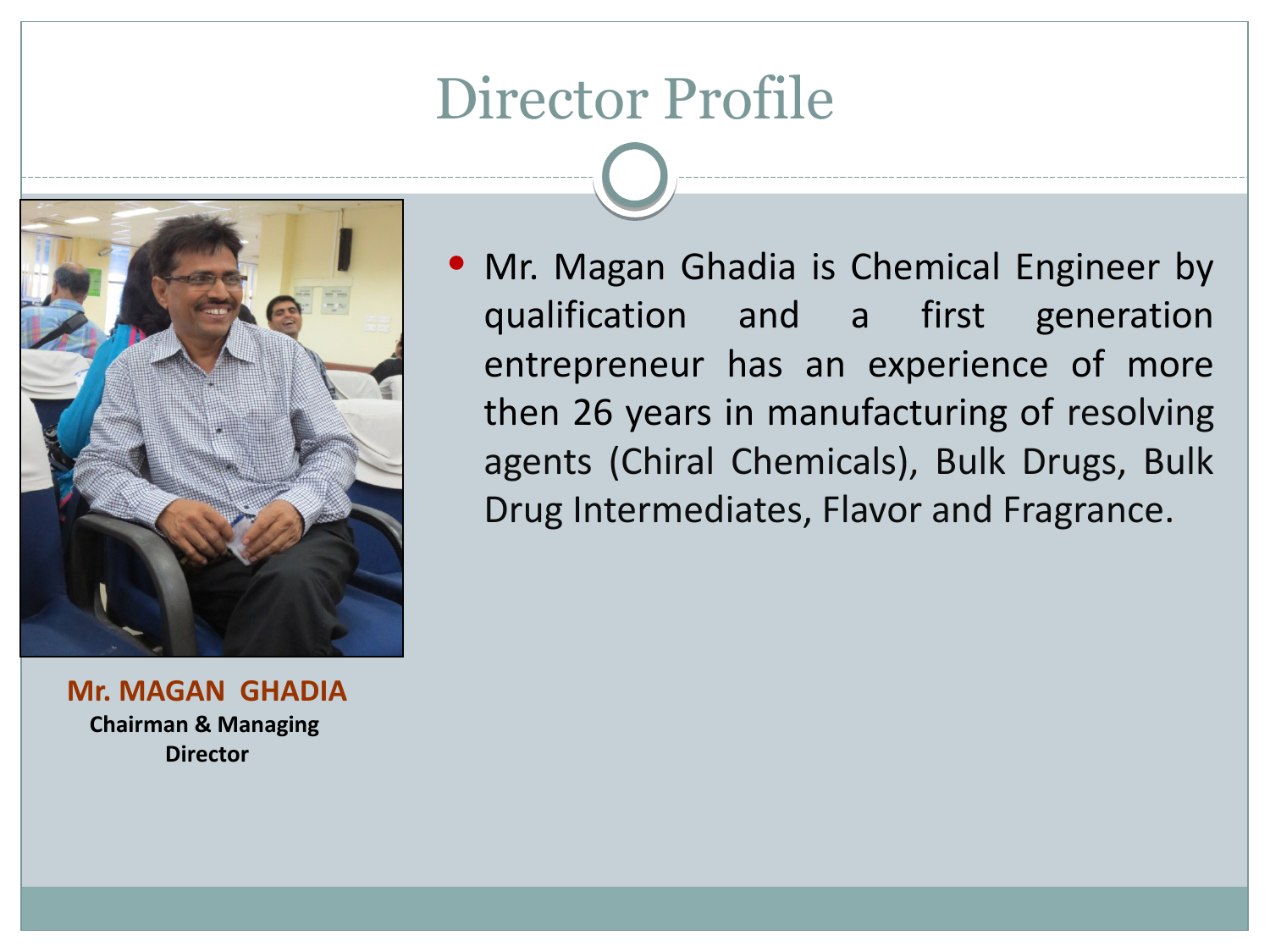# Director Profile

**Mr. MAGAN GHADIA**
**Chairman & Managing Director**

- Mr. Magan Ghadia is Chemical Engineer by qualification and a first generation entrepreneur has an experience of more then 26 years in manufacturing of resolving agents (Chiral Chemicals), Bulk Drugs, Bulk Drug Intermediates, Flavor and Fragrance.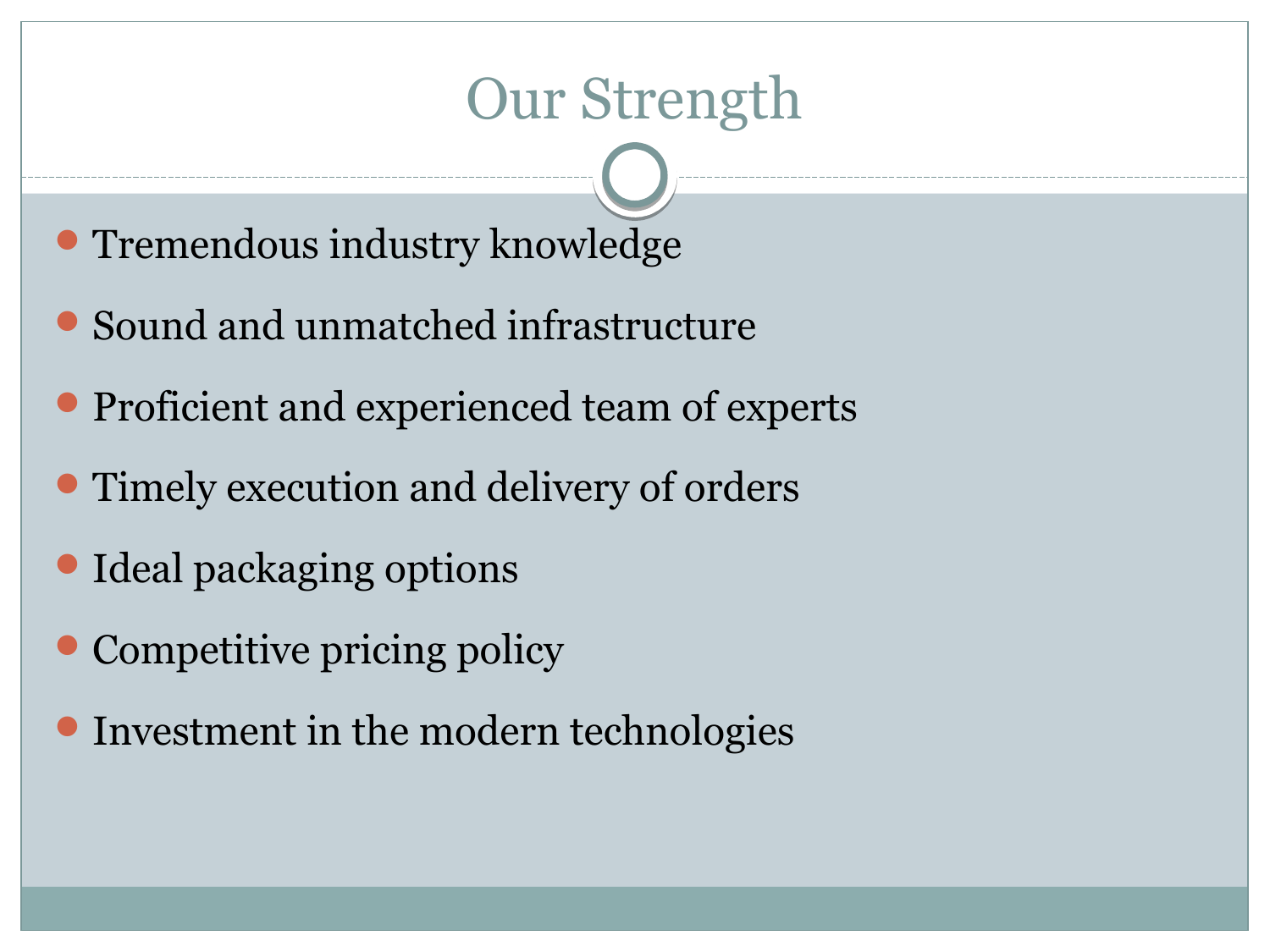# Our Strength

- Tremendous industry knowledge
- Sound and unmatched infrastructure
- Proficient and experienced team of experts
- Timely execution and delivery of orders
- Ideal packaging options
- Competitive pricing policy
- Investment in the modern technologies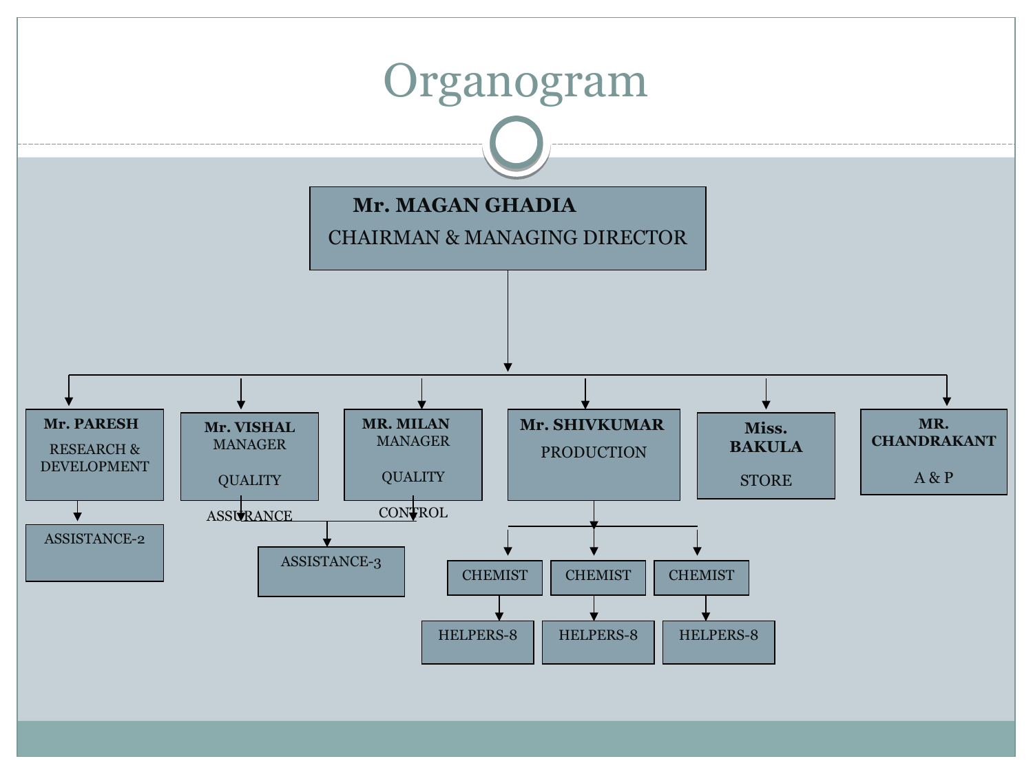# Organogram

**Mr. MAGAN GHADIA**
CHAIRMAN & MANAGING DIRECTOR

- **Mr. PARESH** – RESEARCH & DEVELOPMENT
  - ASSISTANCE-2
- **Mr. VISHAL** – MANAGER QUALITY ASSURANCE
  - ASSISTANCE-3
- **MR. MILAN** – MANAGER QUALITY CONTROL
  - ASSISTANCE-3
- **Mr. SHIVKUMAR** – PRODUCTION
  - CHEMIST
    - HELPERS-8
  - CHEMIST
    - HELPERS-8
  - CHEMIST
    - HELPERS-8
- **Miss. BAKULA** – STORE
- **MR. CHANDRAKANT** – A & P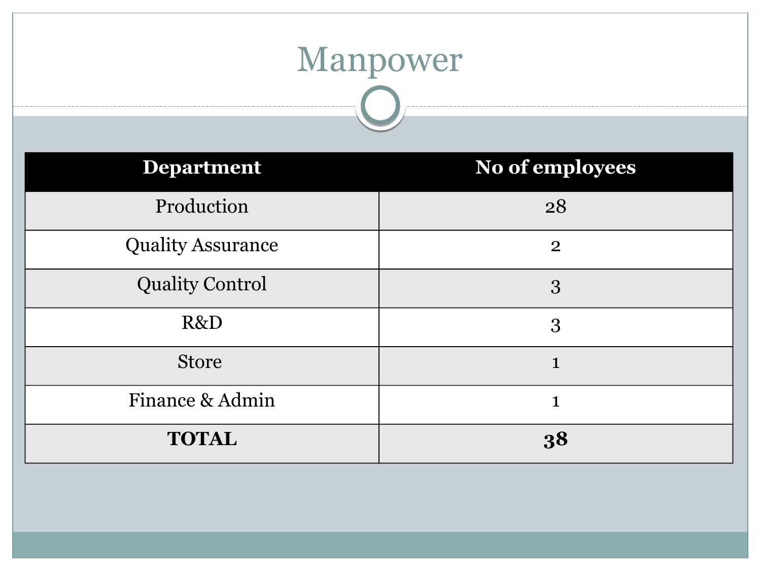# Manpower

| Department | No of employees |
| --- | --- |
| Production | 28 |
| Quality Assurance | 2 |
| Quality Control | 3 |
| R&D | 3 |
| Store | 1 |
| Finance & Admin | 1 |
| **TOTAL** | **38** |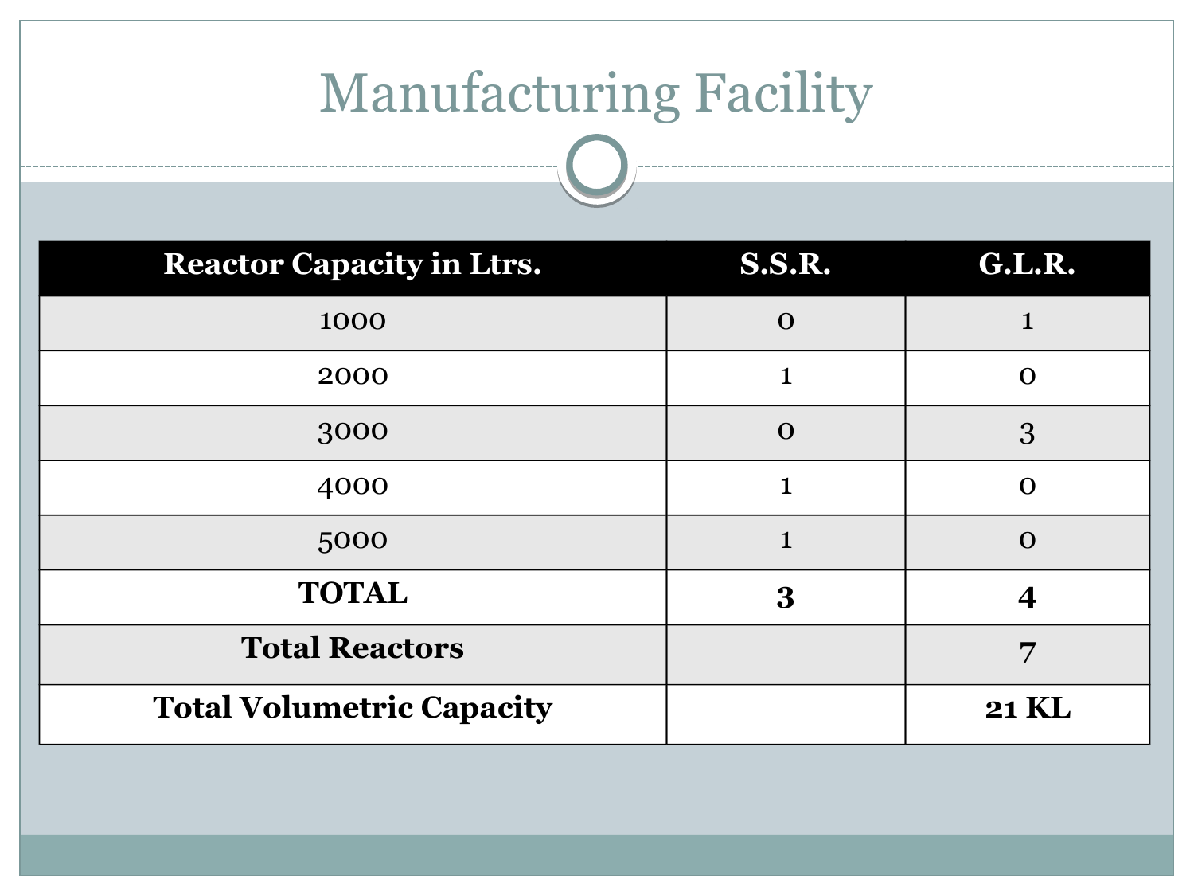# Manufacturing Facility

| Reactor Capacity in Ltrs. | S.S.R. | G.L.R. |
|---|---|---|
| 1000 | 0 | 1 |
| 2000 | 1 | 0 |
| 3000 | 0 | 3 |
| 4000 | 1 | 0 |
| 5000 | 1 | 0 |
| **TOTAL** | **3** | **4** |
| **Total Reactors** | | **7** |
| **Total Volumetric Capacity** | | **21 KL** |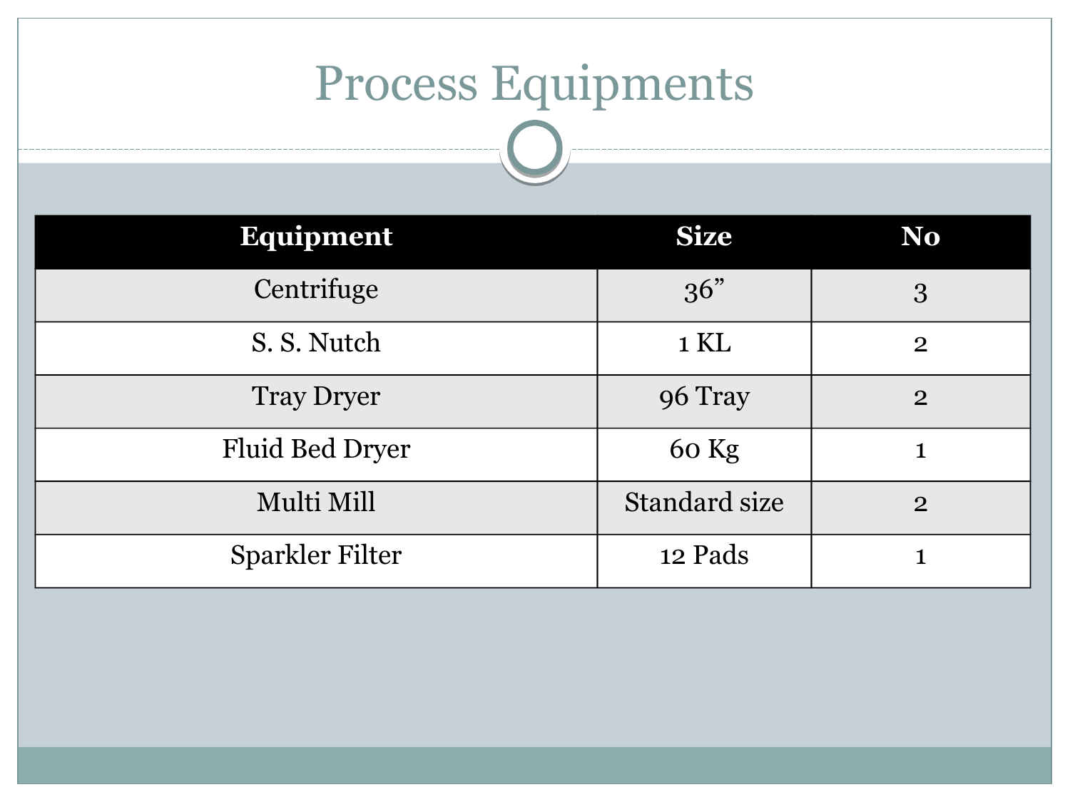# Process Equipments

| Equipment | Size | No |
|---|---|---|
| Centrifuge | 36” | 3 |
| S. S. Nutch | 1 KL | 2 |
| Tray Dryer | 96 Tray | 2 |
| Fluid Bed Dryer | 60 Kg | 1 |
| Multi Mill | Standard size | 2 |
| Sparkler Filter | 12 Pads | 1 |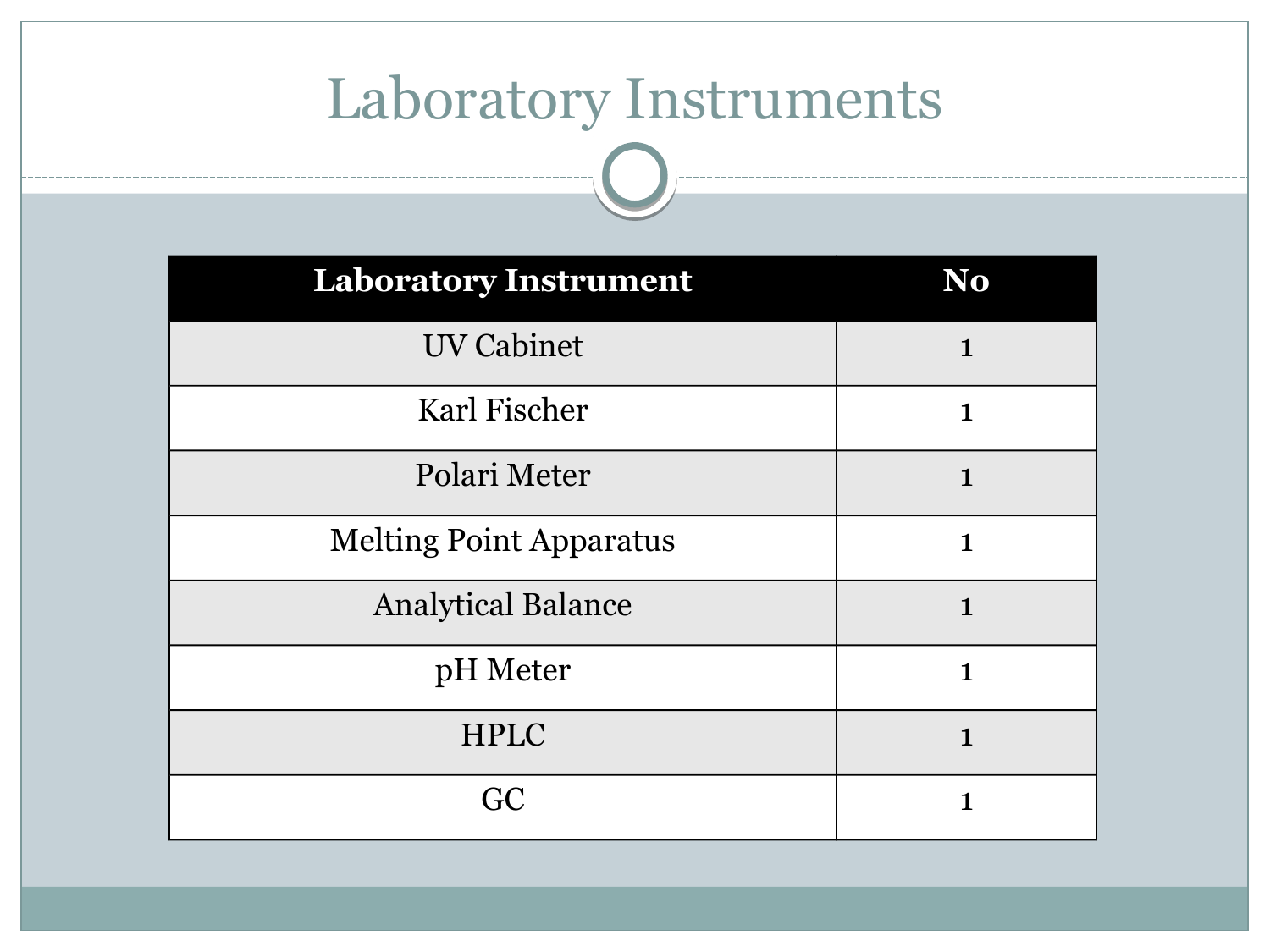# Laboratory Instruments

| Laboratory Instrument | No |
| --- | --- |
| UV Cabinet | 1 |
| Karl Fischer | 1 |
| Polari Meter | 1 |
| Melting Point Apparatus | 1 |
| Analytical Balance | 1 |
| pH Meter | 1 |
| HPLC | 1 |
| GC | 1 |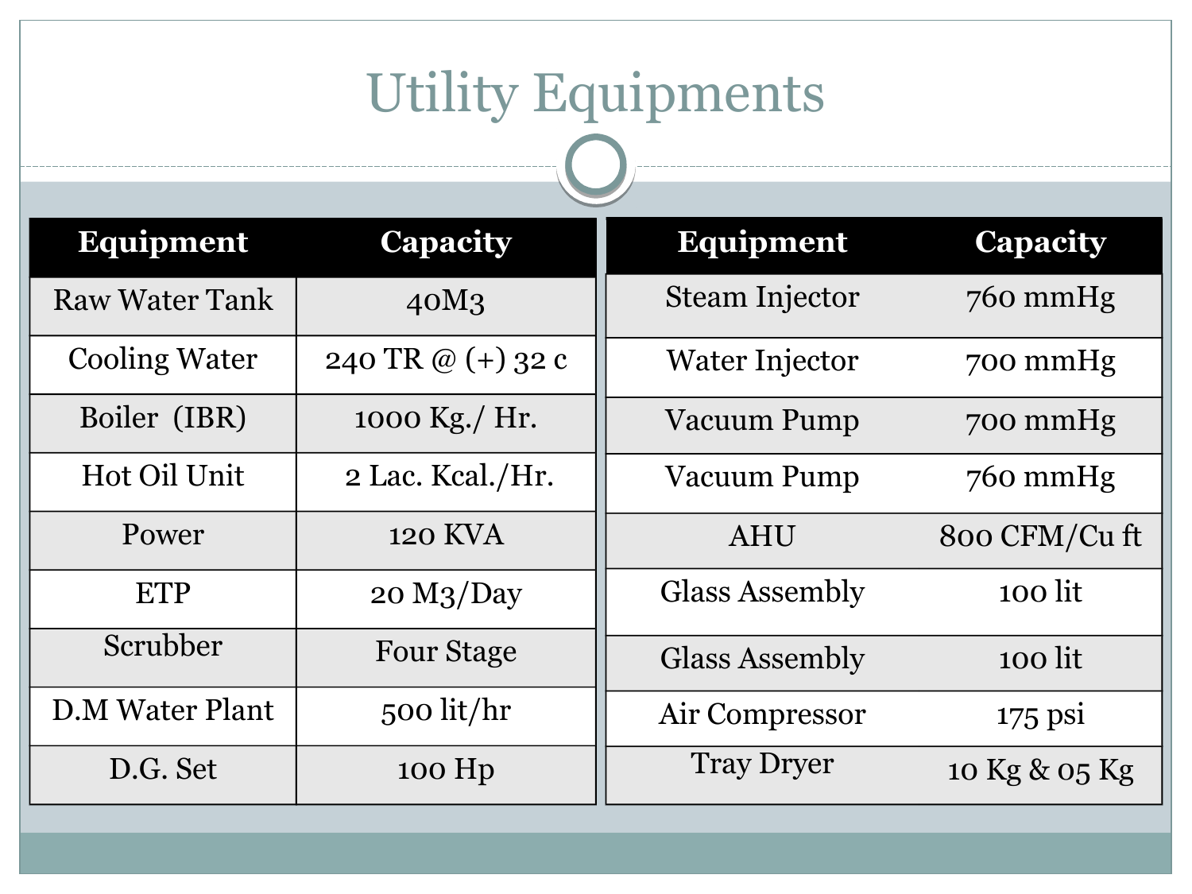# Utility Equipments

| Equipment | Capacity |
|---|---|
| Raw Water Tank | 40M3 |
| Cooling Water | 240 TR @ (+) 32 c |
| Boiler (IBR) | 1000 Kg./ Hr. |
| Hot Oil Unit | 2 Lac. Kcal./Hr. |
| Power | 120 KVA |
| ETP | 20 M3/Day |
| Scrubber | Four Stage |
| D.M Water Plant | 500 lit/hr |
| D.G. Set | 100 Hp |

| Equipment | Capacity |
|---|---|
| Steam Injector | 760 mmHg |
| Water Injector | 700 mmHg |
| Vacuum Pump | 700 mmHg |
| Vacuum Pump | 760 mmHg |
| AHU | 800 CFM/Cu ft |
| Glass Assembly | 100 lit |
| Glass Assembly | 100 lit |
| Air Compressor | 175 psi |
| Tray Dryer | 10 Kg & 05 Kg |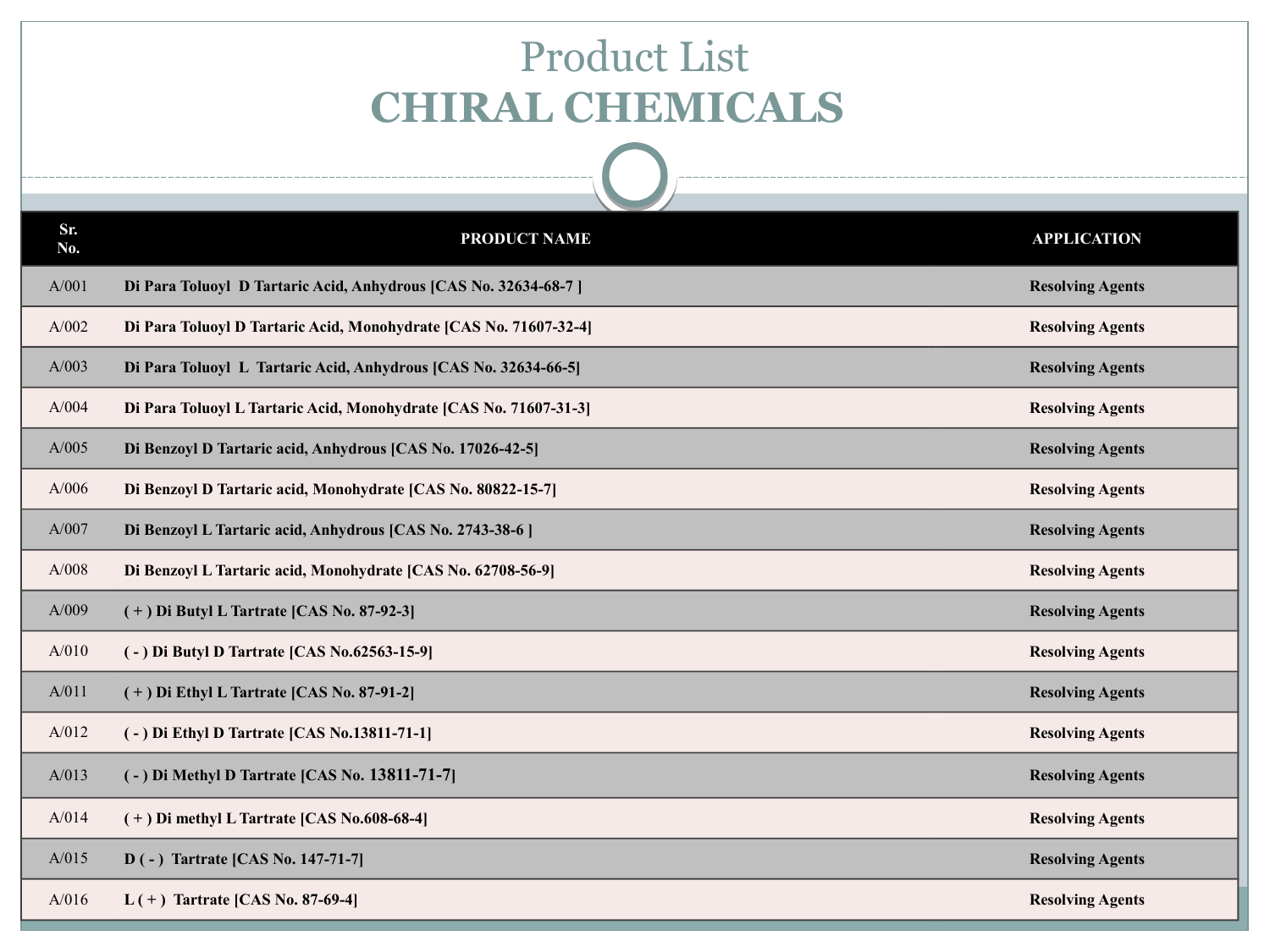# Product List

## CHIRAL CHEMICALS

| Sr. No. | PRODUCT NAME | APPLICATION |
|---|---|---|
| A/001 | **Di Para Toluoyl D Tartaric Acid, Anhydrous [CAS No. 32634-68-7 ]** | **Resolving Agents** |
| A/002 | **Di Para Toluoyl D Tartaric Acid, Monohydrate [CAS No. 71607-32-4]** | **Resolving Agents** |
| A/003 | **Di Para Toluoyl L Tartaric Acid, Anhydrous [CAS No. 32634-66-5]** | **Resolving Agents** |
| A/004 | **Di Para Toluoyl L Tartaric Acid, Monohydrate [CAS No. 71607-31-3]** | **Resolving Agents** |
| A/005 | **Di Benzoyl D Tartaric acid, Anhydrous [CAS No. 17026-42-5]** | **Resolving Agents** |
| A/006 | **Di Benzoyl D Tartaric acid, Monohydrate [CAS No. 80822-15-7]** | **Resolving Agents** |
| A/007 | **Di Benzoyl L Tartaric acid, Anhydrous [CAS No. 2743-38-6 ]** | **Resolving Agents** |
| A/008 | **Di Benzoyl L Tartaric acid, Monohydrate [CAS No. 62708-56-9]** | **Resolving Agents** |
| A/009 | **( + ) Di Butyl L Tartrate [CAS No. 87-92-3]** | **Resolving Agents** |
| A/010 | **( - ) Di Butyl D Tartrate [CAS No.62563-15-9]** | **Resolving Agents** |
| A/011 | **( + ) Di Ethyl L Tartrate [CAS No. 87-91-2]** | **Resolving Agents** |
| A/012 | **( - ) Di Ethyl D Tartrate [CAS No.13811-71-1]** | **Resolving Agents** |
| A/013 | **( - ) Di Methyl D Tartrate [CAS No. 13811-71-7]** | **Resolving Agents** |
| A/014 | **( + ) Di methyl L Tartrate [CAS No.608-68-4]** | **Resolving Agents** |
| A/015 | **D ( - ) Tartrate [CAS No. 147-71-7]** | **Resolving Agents** |
| A/016 | **L ( + ) Tartrate [CAS No. 87-69-4]** | **Resolving Agents** |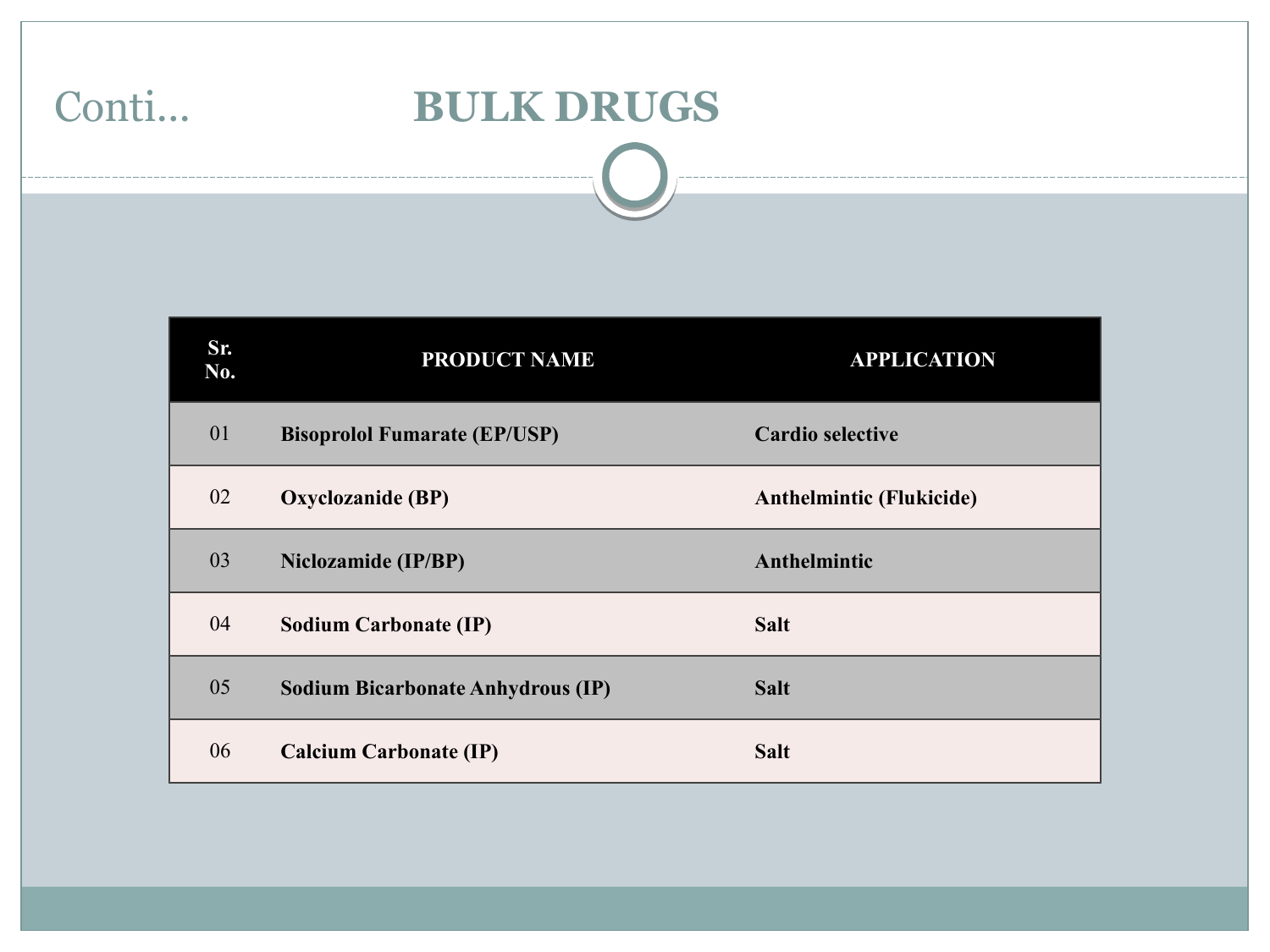Conti…

# BULK DRUGS

| Sr. No. | PRODUCT NAME | APPLICATION |
|---|---|---|
| 01 | **Bisoprolol Fumarate (EP/USP)** | **Cardio selective** |
| 02 | **Oxyclozanide (BP)** | **Anthelmintic (Flukicide)** |
| 03 | **Niclozamide (IP/BP)** | **Anthelmintic** |
| 04 | **Sodium Carbonate (IP)** | **Salt** |
| 05 | **Sodium Bicarbonate Anhydrous (IP)** | **Salt** |
| 06 | **Calcium Carbonate (IP)** | **Salt** |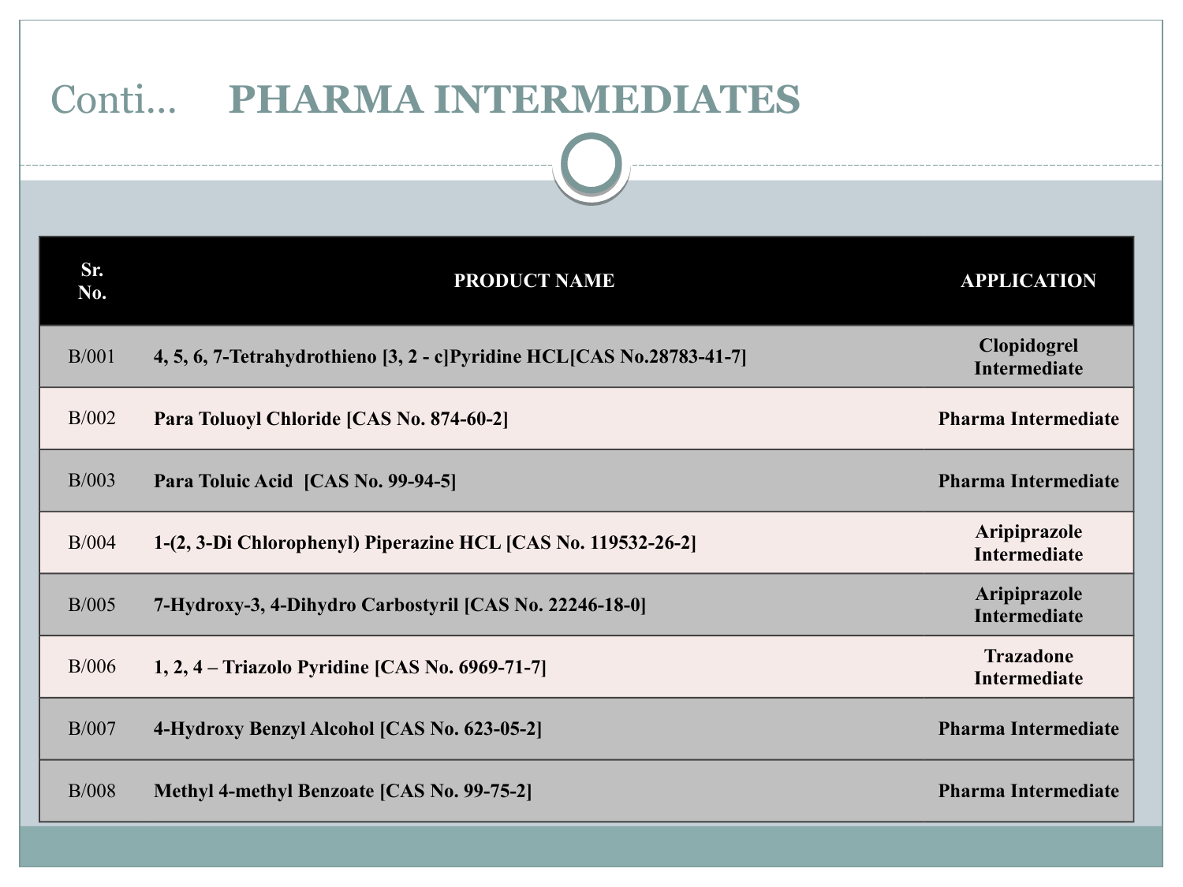# Conti… **PHARMA INTERMEDIATES**

| Sr. No. | PRODUCT NAME | APPLICATION |
|---|---|---|
| B/001 | **4, 5, 6, 7-Tetrahydrothieno [3, 2 - c]Pyridine HCL[CAS No.28783-41-7]** | **Clopidogrel Intermediate** |
| B/002 | **Para Toluoyl Chloride [CAS No. 874-60-2]** | **Pharma Intermediate** |
| B/003 | **Para Toluic Acid [CAS No. 99-94-5]** | **Pharma Intermediate** |
| B/004 | **1-(2, 3-Di Chlorophenyl) Piperazine HCL [CAS No. 119532-26-2]** | **Aripiprazole Intermediate** |
| B/005 | **7-Hydroxy-3, 4-Dihydro Carbostyril [CAS No. 22246-18-0]** | **Aripiprazole Intermediate** |
| B/006 | **1, 2, 4 – Triazolo Pyridine [CAS No. 6969-71-7]** | **Trazadone Intermediate** |
| B/007 | **4-Hydroxy Benzyl Alcohol [CAS No. 623-05-2]** | **Pharma Intermediate** |
| B/008 | **Methyl 4-methyl Benzoate [CAS No. 99-75-2]** | **Pharma Intermediate** |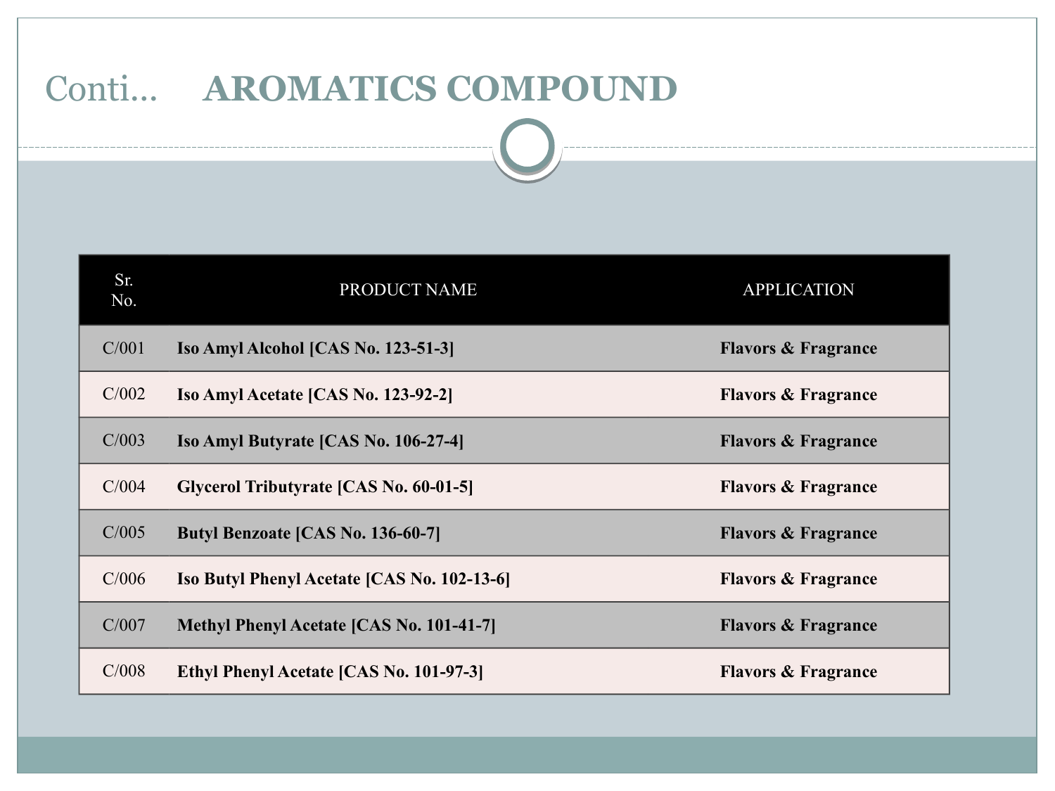# Conti… AROMATICS COMPOUND

| Sr. No. | PRODUCT NAME | APPLICATION |
|---|---|---|
| C/001 | **Iso Amyl Alcohol [CAS No. 123-51-3]** | **Flavors & Fragrance** |
| C/002 | **Iso Amyl Acetate [CAS No. 123-92-2]** | **Flavors & Fragrance** |
| C/003 | **Iso Amyl Butyrate [CAS No. 106-27-4]** | **Flavors & Fragrance** |
| C/004 | **Glycerol Tributyrate [CAS No. 60-01-5]** | **Flavors & Fragrance** |
| C/005 | **Butyl Benzoate [CAS No. 136-60-7]** | **Flavors & Fragrance** |
| C/006 | **Iso Butyl Phenyl Acetate [CAS No. 102-13-6]** | **Flavors & Fragrance** |
| C/007 | **Methyl Phenyl Acetate [CAS No. 101-41-7]** | **Flavors & Fragrance** |
| C/008 | **Ethyl Phenyl Acetate [CAS No. 101-97-3]** | **Flavors & Fragrance** |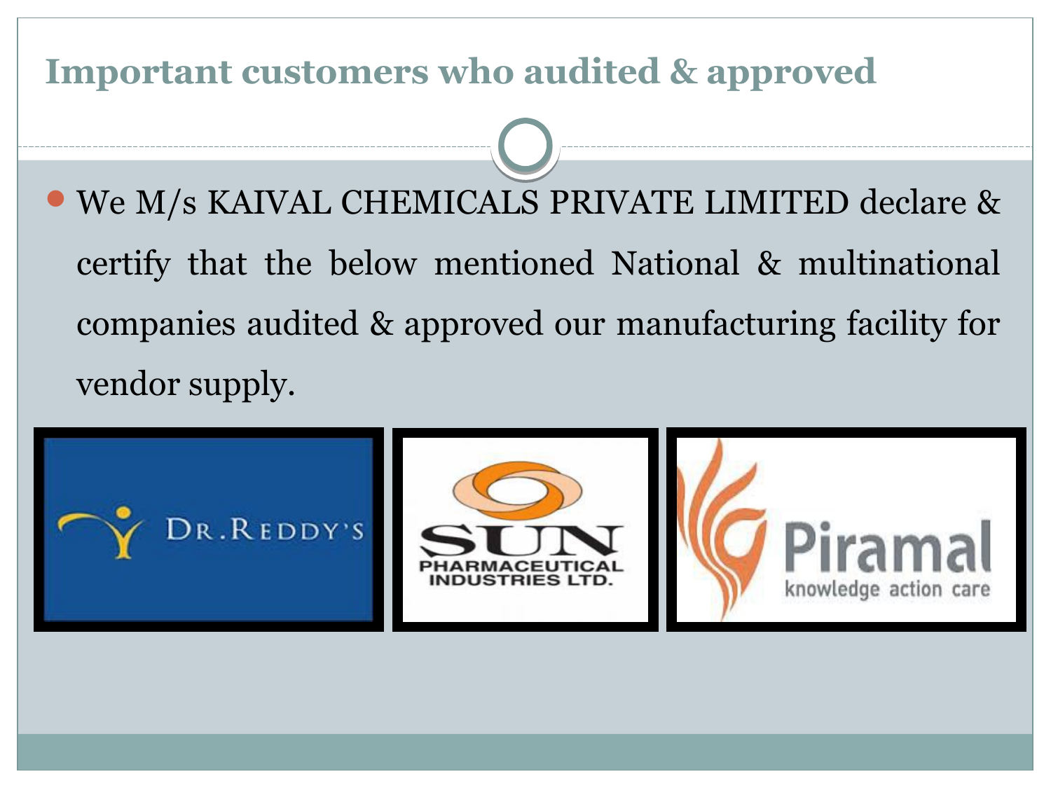# Important customers who audited & approved

- We M/s KAIVAL CHEMICALS PRIVATE LIMITED declare & certify that the below mentioned National & multinational companies audited & approved our manufacturing facility for vendor supply.

DR.REDDY'S

SUN PHARMACEUTICAL INDUSTRIES LTD.

Piramal knowledge action care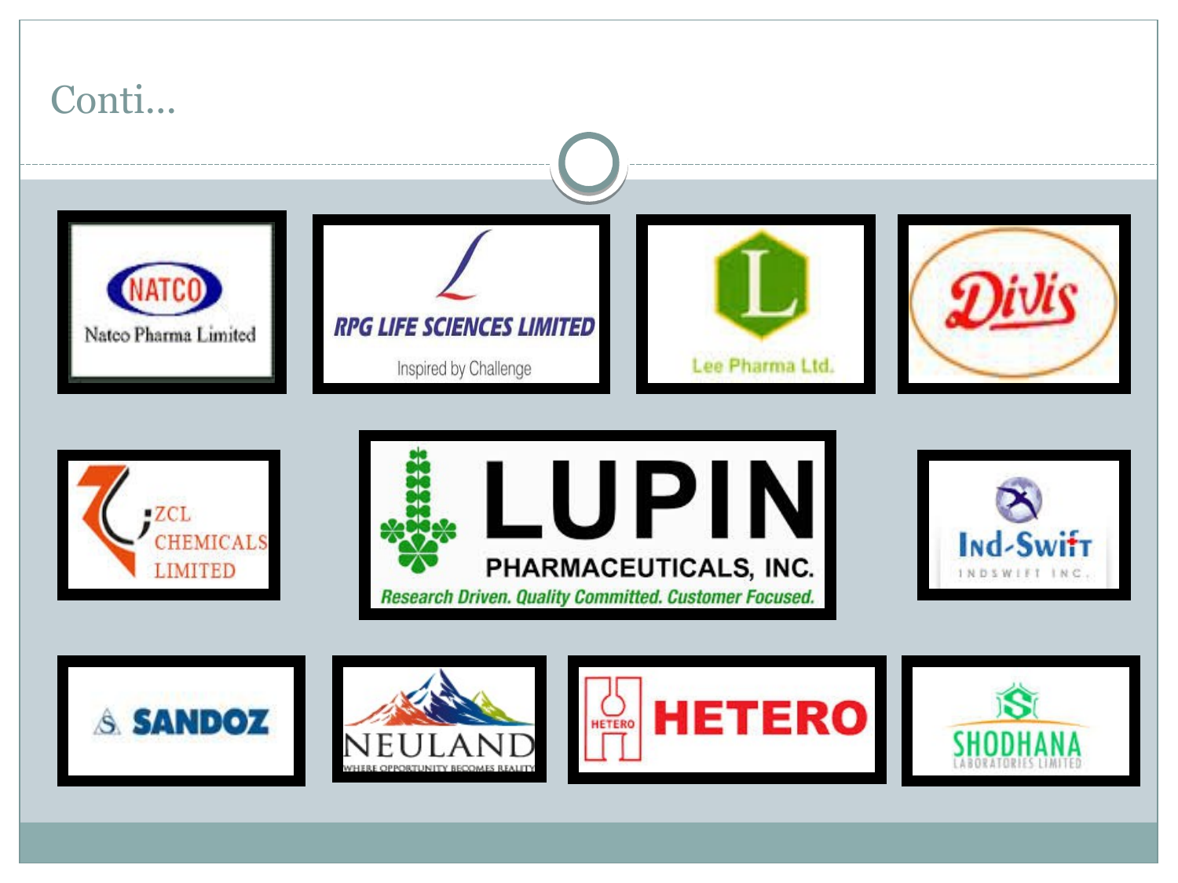# Conti…

NATCO
Natco Pharma Limited

RPG LIFE SCIENCES LIMITED
Inspired by Challenge

L
Lee Pharma Ltd.

Divis

ZCL CHEMICALS LIMITED

LUPIN
PHARMACEUTICALS, INC.
Research Driven. Quality Committed. Customer Focused.

Ind-Swift
INDSWIFT INC.

SANDOZ

NEULAND
WHERE OPPORTUNITY BECOMES REALITY

HETERO

SHODHANA
LABORATORIES LIMITED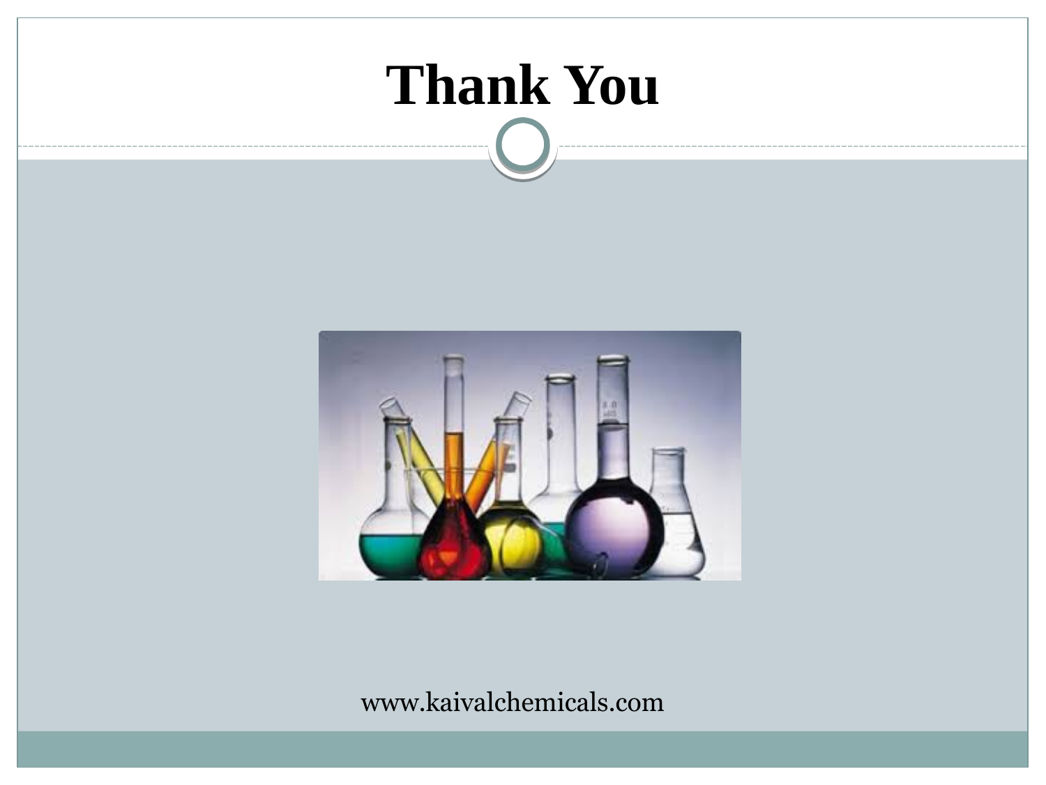# Thank You

www.kaivalchemicals.com